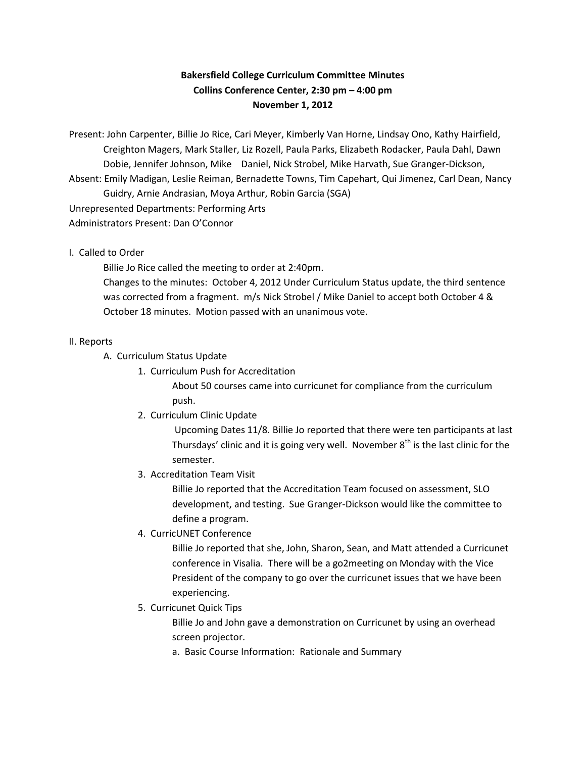**Bakersfield College Curriculum Committee Minutes**
**Collins Conference Center, 2:30 pm – 4:00 pm**
**November 1, 2012**

Present: John Carpenter, Billie Jo Rice, Cari Meyer, Kimberly Van Horne, Lindsay Ono, Kathy Hairfield, Creighton Magers, Mark Staller, Liz Rozell, Paula Parks, Elizabeth Rodacker, Paula Dahl, Dawn Dobie, Jennifer Johnson, Mike Daniel, Nick Strobel, Mike Harvath, Sue Granger-Dickson,

Absent: Emily Madigan, Leslie Reiman, Bernadette Towns, Tim Capehart, Qui Jimenez, Carl Dean, Nancy Guidry, Arnie Andrasian, Moya Arthur, Robin Garcia (SGA)

Unrepresented Departments: Performing Arts

Administrators Present: Dan O'Connor

I. Called to Order

Billie Jo Rice called the meeting to order at 2:40pm.

Changes to the minutes: October 4, 2012 Under Curriculum Status update, the third sentence was corrected from a fragment. m/s Nick Strobel / Mike Daniel to accept both October 4 & October 18 minutes. Motion passed with an unanimous vote.

II. Reports

A. Curriculum Status Update

1. Curriculum Push for Accreditation

   About 50 courses came into curricunet for compliance from the curriculum push.

2. Curriculum Clinic Update

   Upcoming Dates 11/8. Billie Jo reported that there were ten participants at last Thursdays' clinic and it is going very well. November 8th is the last clinic for the semester.

3. Accreditation Team Visit

   Billie Jo reported that the Accreditation Team focused on assessment, SLO development, and testing. Sue Granger-Dickson would like the committee to define a program.

4. CurricUNET Conference

   Billie Jo reported that she, John, Sharon, Sean, and Matt attended a Curricunet conference in Visalia. There will be a go2meeting on Monday with the Vice President of the company to go over the curricunet issues that we have been experiencing.

5. Curricunet Quick Tips

   Billie Jo and John gave a demonstration on Curricunet by using an overhead screen projector.

   a. Basic Course Information: Rationale and Summary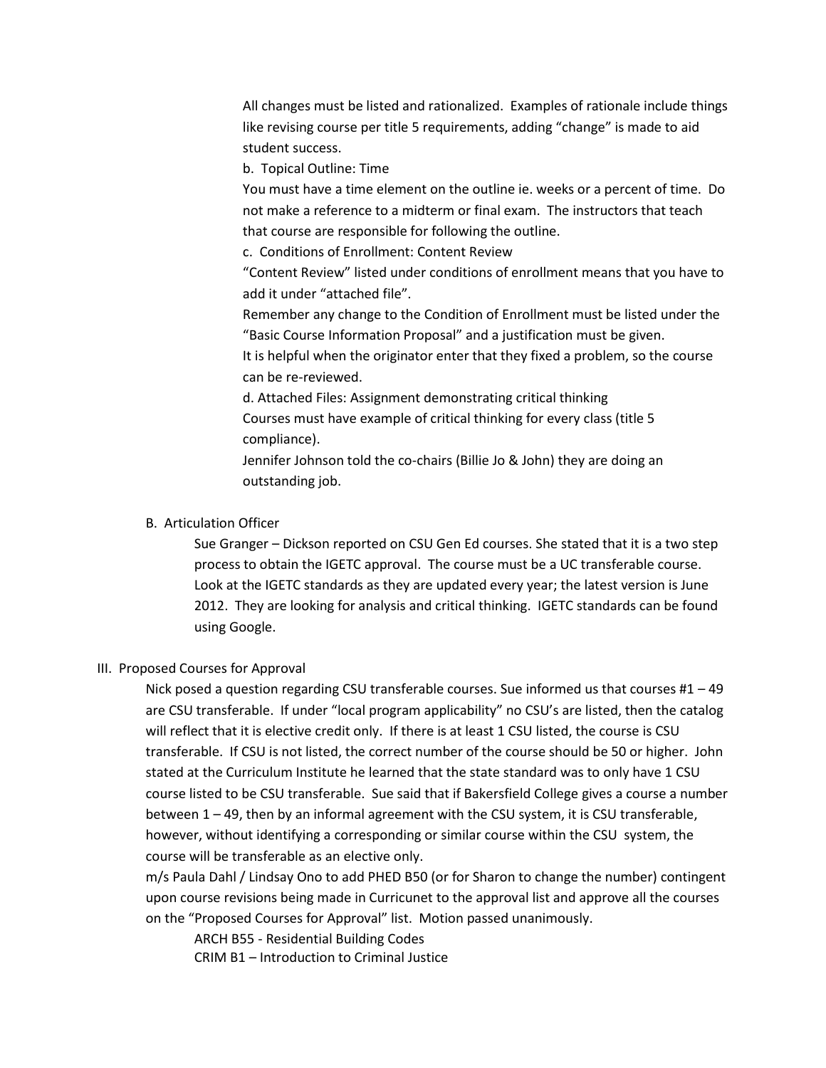All changes must be listed and rationalized. Examples of rationale include things like revising course per title 5 requirements, adding "change" is made to aid student success.

b. Topical Outline: Time

You must have a time element on the outline ie. weeks or a percent of time. Do not make a reference to a midterm or final exam. The instructors that teach that course are responsible for following the outline.

c. Conditions of Enrollment: Content Review

"Content Review" listed under conditions of enrollment means that you have to add it under "attached file".

Remember any change to the Condition of Enrollment must be listed under the "Basic Course Information Proposal" and a justification must be given.

It is helpful when the originator enter that they fixed a problem, so the course can be re-reviewed.

d. Attached Files: Assignment demonstrating critical thinking

Courses must have example of critical thinking for every class (title 5 compliance).

Jennifer Johnson told the co-chairs (Billie Jo & John) they are doing an outstanding job.

B. Articulation Officer

Sue Granger – Dickson reported on CSU Gen Ed courses. She stated that it is a two step process to obtain the IGETC approval. The course must be a UC transferable course. Look at the IGETC standards as they are updated every year; the latest version is June 2012. They are looking for analysis and critical thinking. IGETC standards can be found using Google.

III. Proposed Courses for Approval

Nick posed a question regarding CSU transferable courses. Sue informed us that courses #1 – 49 are CSU transferable. If under "local program applicability" no CSU's are listed, then the catalog will reflect that it is elective credit only. If there is at least 1 CSU listed, the course is CSU transferable. If CSU is not listed, the correct number of the course should be 50 or higher. John stated at the Curriculum Institute he learned that the state standard was to only have 1 CSU course listed to be CSU transferable. Sue said that if Bakersfield College gives a course a number between 1 – 49, then by an informal agreement with the CSU system, it is CSU transferable, however, without identifying a corresponding or similar course within the CSU system, the course will be transferable as an elective only.

m/s Paula Dahl / Lindsay Ono to add PHED B50 (or for Sharon to change the number) contingent upon course revisions being made in Curricunet to the approval list and approve all the courses on the "Proposed Courses for Approval" list. Motion passed unanimously.

ARCH B55 - Residential Building Codes

CRIM B1 – Introduction to Criminal Justice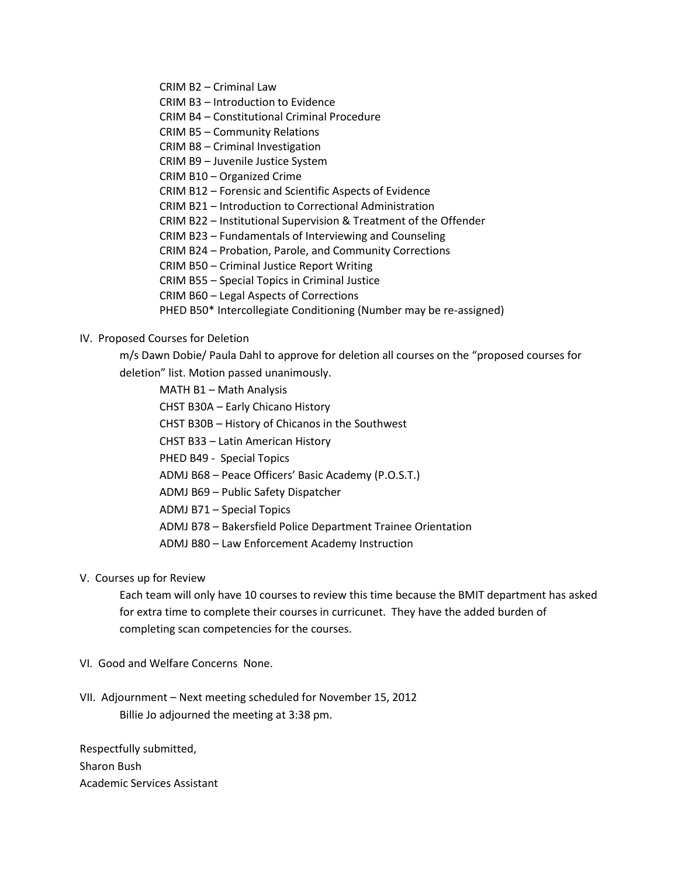CRIM B2 – Criminal Law
CRIM B3 – Introduction to Evidence
CRIM B4 – Constitutional Criminal Procedure
CRIM B5 – Community Relations
CRIM B8 – Criminal Investigation
CRIM B9 – Juvenile Justice System
CRIM B10 – Organized Crime
CRIM B12 – Forensic and Scientific Aspects of Evidence
CRIM B21 – Introduction to Correctional Administration
CRIM B22 – Institutional Supervision & Treatment of the Offender
CRIM B23 – Fundamentals of Interviewing and Counseling
CRIM B24 – Probation, Parole, and Community Corrections
CRIM B50 – Criminal Justice Report Writing
CRIM B55 – Special Topics in Criminal Justice
CRIM B60 – Legal Aspects of Corrections
PHED B50* Intercollegiate Conditioning (Number may be re-assigned)

IV. Proposed Courses for Deletion

m/s Dawn Dobie/ Paula Dahl to approve for deletion all courses on the "proposed courses for deletion" list. Motion passed unanimously.

MATH B1 – Math Analysis
CHST B30A – Early Chicano History
CHST B30B – History of Chicanos in the Southwest
CHST B33 – Latin American History
PHED B49 - Special Topics
ADMJ B68 – Peace Officers' Basic Academy (P.O.S.T.)
ADMJ B69 – Public Safety Dispatcher
ADMJ B71 – Special Topics
ADMJ B78 – Bakersfield Police Department Trainee Orientation
ADMJ B80 – Law Enforcement Academy Instruction

V. Courses up for Review

Each team will only have 10 courses to review this time because the BMIT department has asked for extra time to complete their courses in curricunet. They have the added burden of completing scan competencies for the courses.

VI. Good and Welfare Concerns None.

VII. Adjournment – Next meeting scheduled for November 15, 2012

Billie Jo adjourned the meeting at 3:38 pm.

Respectfully submitted,
Sharon Bush
Academic Services Assistant